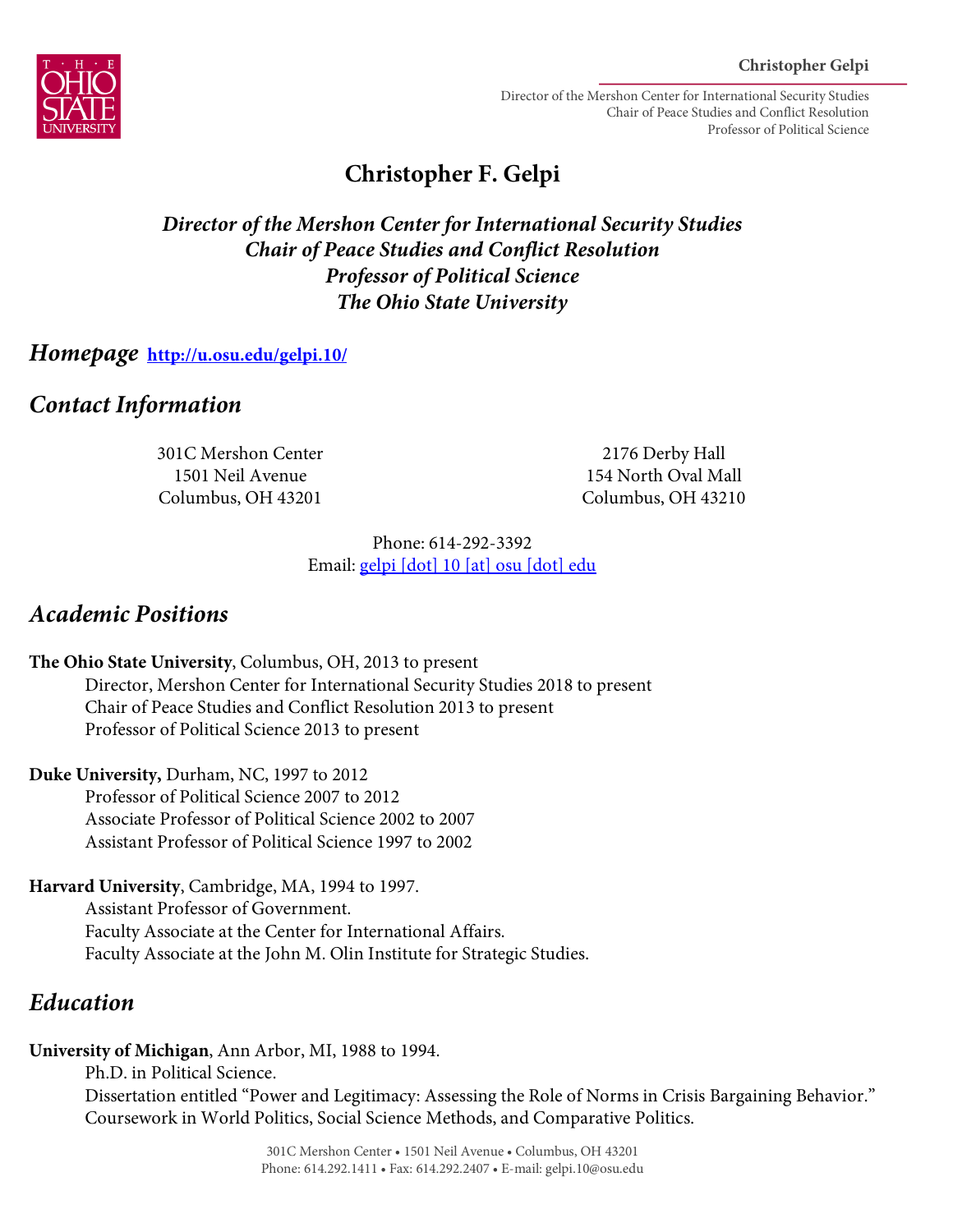# Christopher F. Gelpi

***Director of the Mershon Center for International Security Studies***
***Chair of Peace Studies and Conflict Resolution***
***Professor of Political Science***
***The Ohio State University***

## *Homepage* [http://u.osu.edu/gelpi.10/](http://u.osu.edu/gelpi.10/)

## *Contact Information*

301C Mershon Center
1501 Neil Avenue
Columbus, OH 43201

2176 Derby Hall
154 North Oval Mall
Columbus, OH 43210

Phone: 614-292-3392
Email: gelpi [dot] 10 [at] osu [dot] edu

## *Academic Positions*

**The Ohio State University**, Columbus, OH, 2013 to present
- Director, Mershon Center for International Security Studies 2018 to present
- Chair of Peace Studies and Conflict Resolution 2013 to present
- Professor of Political Science 2013 to present

**Duke University,** Durham, NC, 1997 to 2012
- Professor of Political Science 2007 to 2012
- Associate Professor of Political Science 2002 to 2007
- Assistant Professor of Political Science 1997 to 2002

**Harvard University**, Cambridge, MA, 1994 to 1997.
- Assistant Professor of Government.
- Faculty Associate at the Center for International Affairs.
- Faculty Associate at the John M. Olin Institute for Strategic Studies.

## *Education*

**University of Michigan**, Ann Arbor, MI, 1988 to 1994.
- Ph.D. in Political Science.
- Dissertation entitled "Power and Legitimacy: Assessing the Role of Norms in Crisis Bargaining Behavior."
- Coursework in World Politics, Social Science Methods, and Comparative Politics.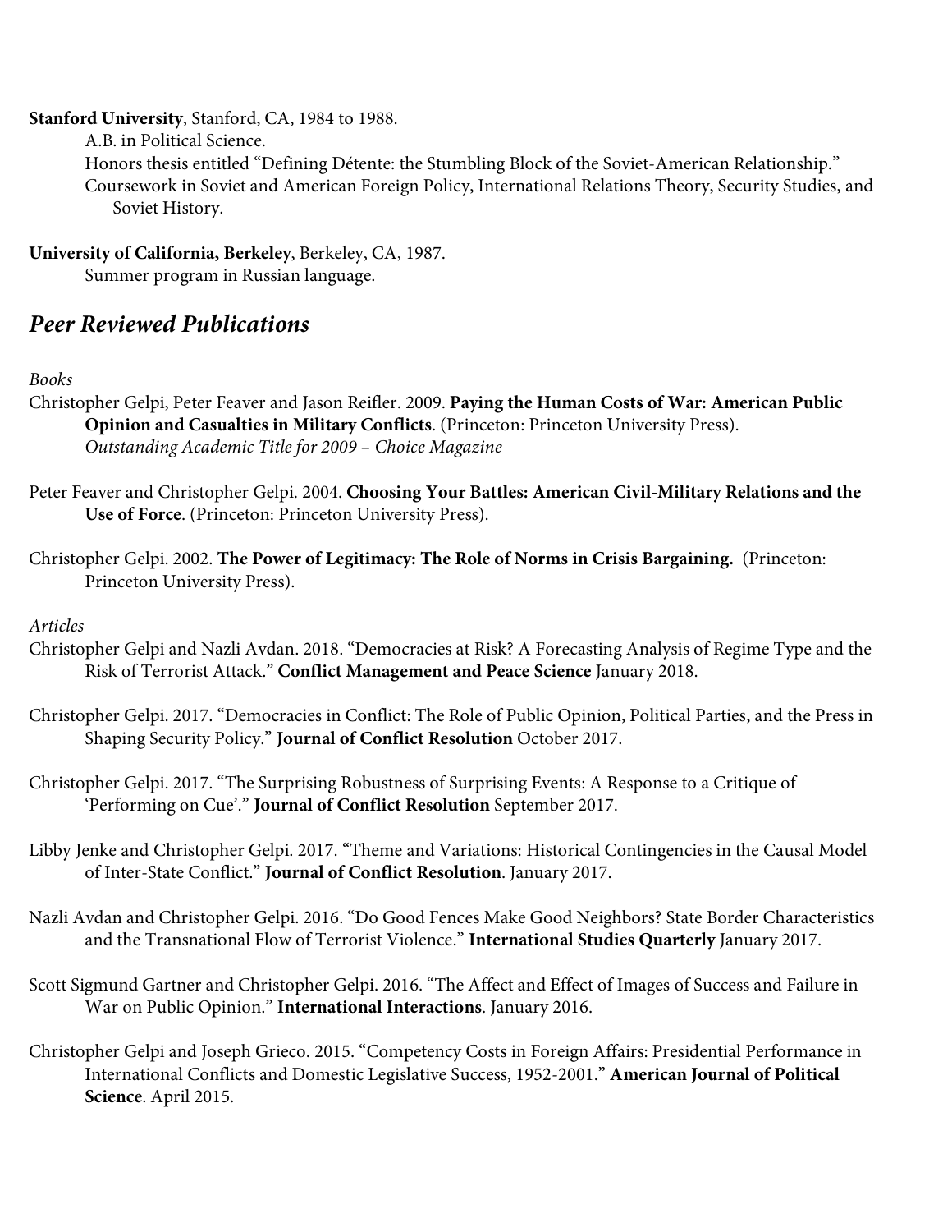**Stanford University**, Stanford, CA, 1984 to 1988.

A.B. in Political Science.

Honors thesis entitled "Defining Détente: the Stumbling Block of the Soviet-American Relationship."

Coursework in Soviet and American Foreign Policy, International Relations Theory, Security Studies, and Soviet History.

**University of California, Berkeley**, Berkeley, CA, 1987.

Summer program in Russian language.

## *Peer Reviewed Publications*

*Books*

Christopher Gelpi, Peter Feaver and Jason Reifler. 2009. **Paying the Human Costs of War: American Public Opinion and Casualties in Military Conflicts**. (Princeton: Princeton University Press).
*Outstanding Academic Title for 2009 – Choice Magazine*

Peter Feaver and Christopher Gelpi. 2004. **Choosing Your Battles: American Civil-Military Relations and the Use of Force**. (Princeton: Princeton University Press).

Christopher Gelpi. 2002. **The Power of Legitimacy: The Role of Norms in Crisis Bargaining.** (Princeton: Princeton University Press).

*Articles*

Christopher Gelpi and Nazli Avdan. 2018. "Democracies at Risk? A Forecasting Analysis of Regime Type and the Risk of Terrorist Attack." **Conflict Management and Peace Science** January 2018.

Christopher Gelpi. 2017. "Democracies in Conflict: The Role of Public Opinion, Political Parties, and the Press in Shaping Security Policy." **Journal of Conflict Resolution** October 2017.

Christopher Gelpi. 2017. "The Surprising Robustness of Surprising Events: A Response to a Critique of 'Performing on Cue'." **Journal of Conflict Resolution** September 2017.

Libby Jenke and Christopher Gelpi. 2017. "Theme and Variations: Historical Contingencies in the Causal Model of Inter-State Conflict." **Journal of Conflict Resolution**. January 2017.

Nazli Avdan and Christopher Gelpi. 2016. "Do Good Fences Make Good Neighbors? State Border Characteristics and the Transnational Flow of Terrorist Violence." **International Studies Quarterly** January 2017.

Scott Sigmund Gartner and Christopher Gelpi. 2016. "The Affect and Effect of Images of Success and Failure in War on Public Opinion." **International Interactions**. January 2016.

Christopher Gelpi and Joseph Grieco. 2015. "Competency Costs in Foreign Affairs: Presidential Performance in International Conflicts and Domestic Legislative Success, 1952-2001." **American Journal of Political Science**. April 2015.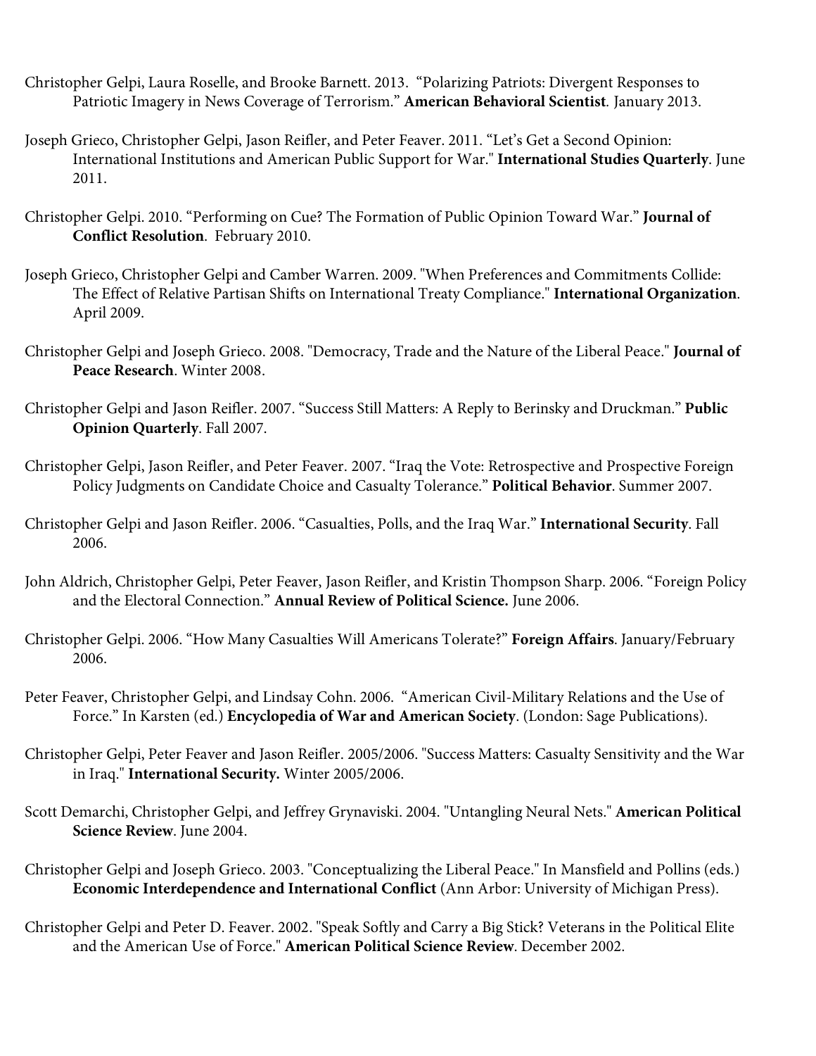Christopher Gelpi, Laura Roselle, and Brooke Barnett. 2013. "Polarizing Patriots: Divergent Responses to Patriotic Imagery in News Coverage of Terrorism." **American Behavioral Scientist**. January 2013.

Joseph Grieco, Christopher Gelpi, Jason Reifler, and Peter Feaver. 2011. "Let's Get a Second Opinion: International Institutions and American Public Support for War." **International Studies Quarterly**. June 2011.

Christopher Gelpi. 2010. "Performing on Cue? The Formation of Public Opinion Toward War." **Journal of Conflict Resolution**. February 2010.

Joseph Grieco, Christopher Gelpi and Camber Warren. 2009. "When Preferences and Commitments Collide: The Effect of Relative Partisan Shifts on International Treaty Compliance." **International Organization**. April 2009.

Christopher Gelpi and Joseph Grieco. 2008. "Democracy, Trade and the Nature of the Liberal Peace." **Journal of Peace Research**. Winter 2008.

Christopher Gelpi and Jason Reifler. 2007. "Success Still Matters: A Reply to Berinsky and Druckman." **Public Opinion Quarterly**. Fall 2007.

Christopher Gelpi, Jason Reifler, and Peter Feaver. 2007. "Iraq the Vote: Retrospective and Prospective Foreign Policy Judgments on Candidate Choice and Casualty Tolerance." **Political Behavior**. Summer 2007.

Christopher Gelpi and Jason Reifler. 2006. "Casualties, Polls, and the Iraq War." **International Security**. Fall 2006.

John Aldrich, Christopher Gelpi, Peter Feaver, Jason Reifler, and Kristin Thompson Sharp. 2006. "Foreign Policy and the Electoral Connection." **Annual Review of Political Science.** June 2006.

Christopher Gelpi. 2006. "How Many Casualties Will Americans Tolerate?" **Foreign Affairs**. January/February 2006.

Peter Feaver, Christopher Gelpi, and Lindsay Cohn. 2006. "American Civil-Military Relations and the Use of Force." In Karsten (ed.) **Encyclopedia of War and American Society**. (London: Sage Publications).

Christopher Gelpi, Peter Feaver and Jason Reifler. 2005/2006. "Success Matters: Casualty Sensitivity and the War in Iraq." **International Security.** Winter 2005/2006.

Scott Demarchi, Christopher Gelpi, and Jeffrey Grynaviski. 2004. "Untangling Neural Nets." **American Political Science Review**. June 2004.

Christopher Gelpi and Joseph Grieco. 2003. "Conceptualizing the Liberal Peace." In Mansfield and Pollins (eds.) **Economic Interdependence and International Conflict** (Ann Arbor: University of Michigan Press).

Christopher Gelpi and Peter D. Feaver. 2002. "Speak Softly and Carry a Big Stick? Veterans in the Political Elite and the American Use of Force." **American Political Science Review**. December 2002.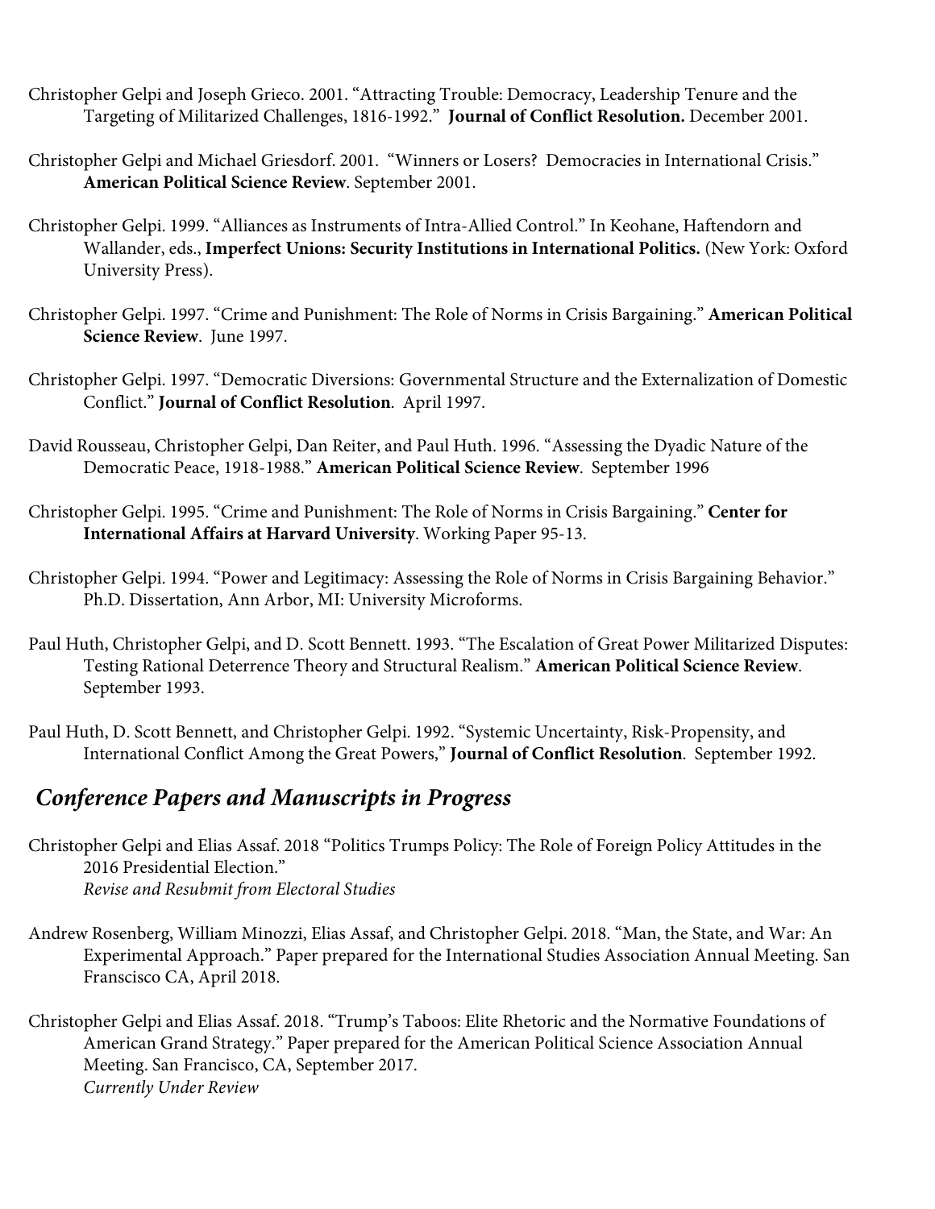Christopher Gelpi and Joseph Grieco. 2001. "Attracting Trouble: Democracy, Leadership Tenure and the Targeting of Militarized Challenges, 1816-1992." **Journal of Conflict Resolution.** December 2001.

Christopher Gelpi and Michael Griesdorf. 2001. "Winners or Losers? Democracies in International Crisis." **American Political Science Review**. September 2001.

Christopher Gelpi. 1999. "Alliances as Instruments of Intra-Allied Control." In Keohane, Haftendorn and Wallander, eds., **Imperfect Unions: Security Institutions in International Politics.** (New York: Oxford University Press).

Christopher Gelpi. 1997. "Crime and Punishment: The Role of Norms in Crisis Bargaining." **American Political Science Review**. June 1997.

Christopher Gelpi. 1997. "Democratic Diversions: Governmental Structure and the Externalization of Domestic Conflict." **Journal of Conflict Resolution**. April 1997.

David Rousseau, Christopher Gelpi, Dan Reiter, and Paul Huth. 1996. "Assessing the Dyadic Nature of the Democratic Peace, 1918-1988." **American Political Science Review**. September 1996

Christopher Gelpi. 1995. "Crime and Punishment: The Role of Norms in Crisis Bargaining." **Center for International Affairs at Harvard University**. Working Paper 95-13.

Christopher Gelpi. 1994. "Power and Legitimacy: Assessing the Role of Norms in Crisis Bargaining Behavior." Ph.D. Dissertation, Ann Arbor, MI: University Microforms.

Paul Huth, Christopher Gelpi, and D. Scott Bennett. 1993. "The Escalation of Great Power Militarized Disputes: Testing Rational Deterrence Theory and Structural Realism." **American Political Science Review**. September 1993.

Paul Huth, D. Scott Bennett, and Christopher Gelpi. 1992. "Systemic Uncertainty, Risk-Propensity, and International Conflict Among the Great Powers," **Journal of Conflict Resolution**. September 1992.

## *Conference Papers and Manuscripts in Progress*

Christopher Gelpi and Elias Assaf. 2018 "Politics Trumps Policy: The Role of Foreign Policy Attitudes in the 2016 Presidential Election."
*Revise and Resubmit from Electoral Studies*

Andrew Rosenberg, William Minozzi, Elias Assaf, and Christopher Gelpi. 2018. "Man, the State, and War: An Experimental Approach." Paper prepared for the International Studies Association Annual Meeting. San Franscisco CA, April 2018.

Christopher Gelpi and Elias Assaf. 2018. "Trump's Taboos: Elite Rhetoric and the Normative Foundations of American Grand Strategy." Paper prepared for the American Political Science Association Annual Meeting. San Francisco, CA, September 2017.
*Currently Under Review*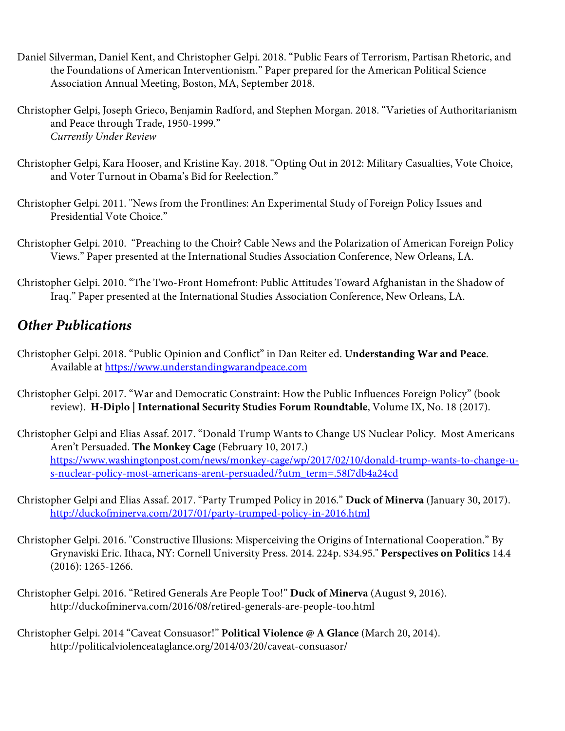Daniel Silverman, Daniel Kent, and Christopher Gelpi. 2018. "Public Fears of Terrorism, Partisan Rhetoric, and the Foundations of American Interventionism." Paper prepared for the American Political Science Association Annual Meeting, Boston, MA, September 2018.

Christopher Gelpi, Joseph Grieco, Benjamin Radford, and Stephen Morgan. 2018. "Varieties of Authoritarianism and Peace through Trade, 1950-1999."
*Currently Under Review*

Christopher Gelpi, Kara Hooser, and Kristine Kay. 2018. "Opting Out in 2012: Military Casualties, Vote Choice, and Voter Turnout in Obama's Bid for Reelection."

Christopher Gelpi. 2011. "News from the Frontlines: An Experimental Study of Foreign Policy Issues and Presidential Vote Choice."

Christopher Gelpi. 2010. "Preaching to the Choir? Cable News and the Polarization of American Foreign Policy Views." Paper presented at the International Studies Association Conference, New Orleans, LA.

Christopher Gelpi. 2010. "The Two-Front Homefront: Public Attitudes Toward Afghanistan in the Shadow of Iraq." Paper presented at the International Studies Association Conference, New Orleans, LA.

## *Other Publications*

Christopher Gelpi. 2018. "Public Opinion and Conflict" in Dan Reiter ed. **Understanding War and Peace**. Available at https://www.understandingwarandpeace.com

Christopher Gelpi. 2017. "War and Democratic Constraint: How the Public Influences Foreign Policy" (book review). **H-Diplo | International Security Studies Forum Roundtable**, Volume IX, No. 18 (2017).

Christopher Gelpi and Elias Assaf. 2017. "Donald Trump Wants to Change US Nuclear Policy. Most Americans Aren't Persuaded. **The Monkey Cage** (February 10, 2017.) https://www.washingtonpost.com/news/monkey-cage/wp/2017/02/10/donald-trump-wants-to-change-u-s-nuclear-policy-most-americans-arent-persuaded/?utm_term=.58f7db4a24cd

Christopher Gelpi and Elias Assaf. 2017. "Party Trumped Policy in 2016." **Duck of Minerva** (January 30, 2017). http://duckofminerva.com/2017/01/party-trumped-policy-in-2016.html

Christopher Gelpi. 2016. "Constructive Illusions: Misperceiving the Origins of International Cooperation." By Grynaviski Eric. Ithaca, NY: Cornell University Press. 2014. 224p. $34.95." **Perspectives on Politics** 14.4 (2016): 1265-1266.

Christopher Gelpi. 2016. "Retired Generals Are People Too!" **Duck of Minerva** (August 9, 2016). http://duckofminerva.com/2016/08/retired-generals-are-people-too.html

Christopher Gelpi. 2014 "Caveat Consuasor!" **Political Violence @ A Glance** (March 20, 2014). http://politicalviolenceataglance.org/2014/03/20/caveat-consuasor/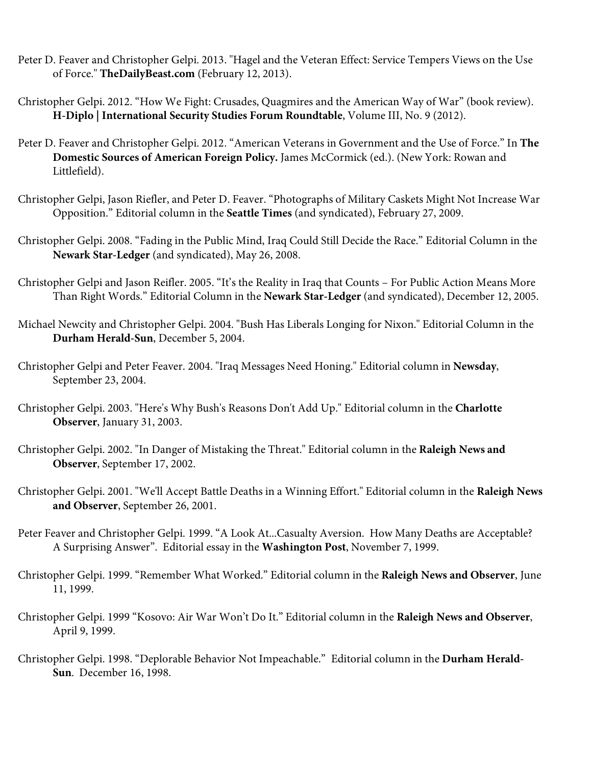Peter D. Feaver and Christopher Gelpi. 2013. "Hagel and the Veteran Effect: Service Tempers Views on the Use of Force." **TheDailyBeast.com** (February 12, 2013).

Christopher Gelpi. 2012. "How We Fight: Crusades, Quagmires and the American Way of War" (book review). **H-Diplo | International Security Studies Forum Roundtable**, Volume III, No. 9 (2012).

Peter D. Feaver and Christopher Gelpi. 2012. "American Veterans in Government and the Use of Force." In **The Domestic Sources of American Foreign Policy.** James McCormick (ed.). (New York: Rowan and Littlefield).

Christopher Gelpi, Jason Riefler, and Peter D. Feaver. "Photographs of Military Caskets Might Not Increase War Opposition." Editorial column in the **Seattle Times** (and syndicated), February 27, 2009.

Christopher Gelpi. 2008. "Fading in the Public Mind, Iraq Could Still Decide the Race." Editorial Column in the **Newark Star-Ledger** (and syndicated), May 26, 2008.

Christopher Gelpi and Jason Reifler. 2005. "It's the Reality in Iraq that Counts – For Public Action Means More Than Right Words." Editorial Column in the **Newark Star-Ledger** (and syndicated), December 12, 2005.

Michael Newcity and Christopher Gelpi. 2004. "Bush Has Liberals Longing for Nixon." Editorial Column in the **Durham Herald-Sun**, December 5, 2004.

Christopher Gelpi and Peter Feaver. 2004. "Iraq Messages Need Honing." Editorial column in **Newsday**, September 23, 2004.

Christopher Gelpi. 2003. "Here's Why Bush's Reasons Don't Add Up." Editorial column in the **Charlotte Observer**, January 31, 2003.

Christopher Gelpi. 2002. "In Danger of Mistaking the Threat." Editorial column in the **Raleigh News and Observer**, September 17, 2002.

Christopher Gelpi. 2001. "We'll Accept Battle Deaths in a Winning Effort." Editorial column in the **Raleigh News and Observer**, September 26, 2001.

Peter Feaver and Christopher Gelpi. 1999. "A Look At...Casualty Aversion. How Many Deaths are Acceptable? A Surprising Answer". Editorial essay in the **Washington Post**, November 7, 1999.

Christopher Gelpi. 1999. "Remember What Worked." Editorial column in the **Raleigh News and Observer**, June 11, 1999.

Christopher Gelpi. 1999 "Kosovo: Air War Won't Do It." Editorial column in the **Raleigh News and Observer**, April 9, 1999.

Christopher Gelpi. 1998. "Deplorable Behavior Not Impeachable." Editorial column in the **Durham Herald-Sun**. December 16, 1998.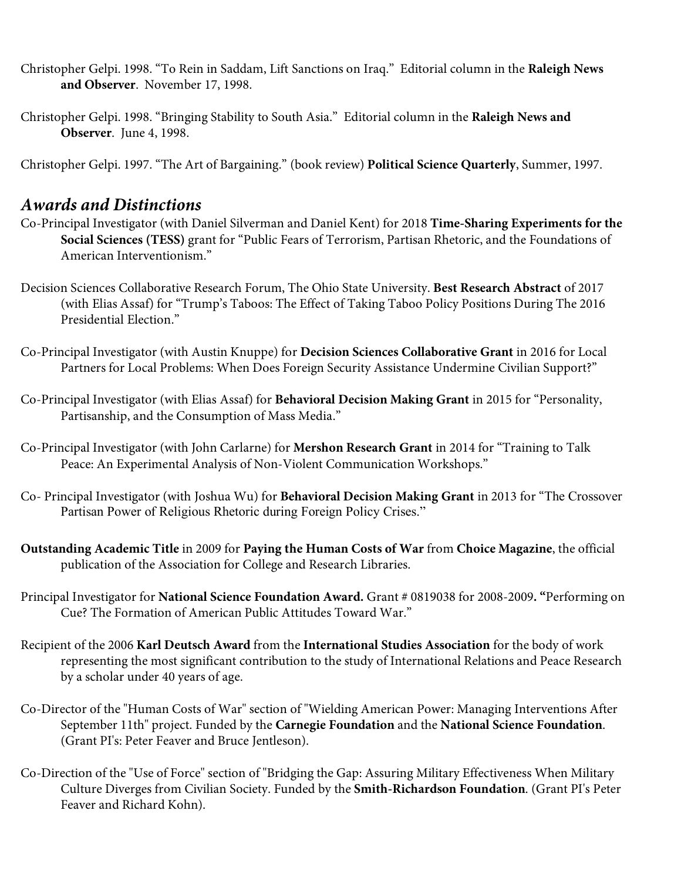Christopher Gelpi. 1998. "To Rein in Saddam, Lift Sanctions on Iraq." Editorial column in the **Raleigh News and Observer**. November 17, 1998.

Christopher Gelpi. 1998. "Bringing Stability to South Asia." Editorial column in the **Raleigh News and Observer**. June 4, 1998.

Christopher Gelpi. 1997. "The Art of Bargaining." (book review) **Political Science Quarterly**, Summer, 1997.

## *Awards and Distinctions*

Co-Principal Investigator (with Daniel Silverman and Daniel Kent) for 2018 **Time-Sharing Experiments for the Social Sciences (TESS)** grant for "Public Fears of Terrorism, Partisan Rhetoric, and the Foundations of American Interventionism."

Decision Sciences Collaborative Research Forum, The Ohio State University. **Best Research Abstract** of 2017 (with Elias Assaf) for "Trump's Taboos: The Effect of Taking Taboo Policy Positions During The 2016 Presidential Election."

Co-Principal Investigator (with Austin Knuppe) for **Decision Sciences Collaborative Grant** in 2016 for Local Partners for Local Problems: When Does Foreign Security Assistance Undermine Civilian Support?"

Co-Principal Investigator (with Elias Assaf) for **Behavioral Decision Making Grant** in 2015 for "Personality, Partisanship, and the Consumption of Mass Media."

Co-Principal Investigator (with John Carlarne) for **Mershon Research Grant** in 2014 for "Training to Talk Peace: An Experimental Analysis of Non-Violent Communication Workshops."

Co- Principal Investigator (with Joshua Wu) for **Behavioral Decision Making Grant** in 2013 for "The Crossover Partisan Power of Religious Rhetoric during Foreign Policy Crises."

**Outstanding Academic Title** in 2009 for **Paying the Human Costs of War** from **Choice Magazine**, the official publication of the Association for College and Research Libraries.

Principal Investigator for **National Science Foundation Award.** Grant # 0819038 for 2008-2009**. "**Performing on Cue? The Formation of American Public Attitudes Toward War."

Recipient of the 2006 **Karl Deutsch Award** from the **International Studies Association** for the body of work representing the most significant contribution to the study of International Relations and Peace Research by a scholar under 40 years of age.

Co-Director of the "Human Costs of War" section of "Wielding American Power: Managing Interventions After September 11th" project. Funded by the **Carnegie Foundation** and the **National Science Foundation**. (Grant PI's: Peter Feaver and Bruce Jentleson).

Co-Direction of the "Use of Force" section of "Bridging the Gap: Assuring Military Effectiveness When Military Culture Diverges from Civilian Society. Funded by the **Smith-Richardson Foundation**. (Grant PI's Peter Feaver and Richard Kohn).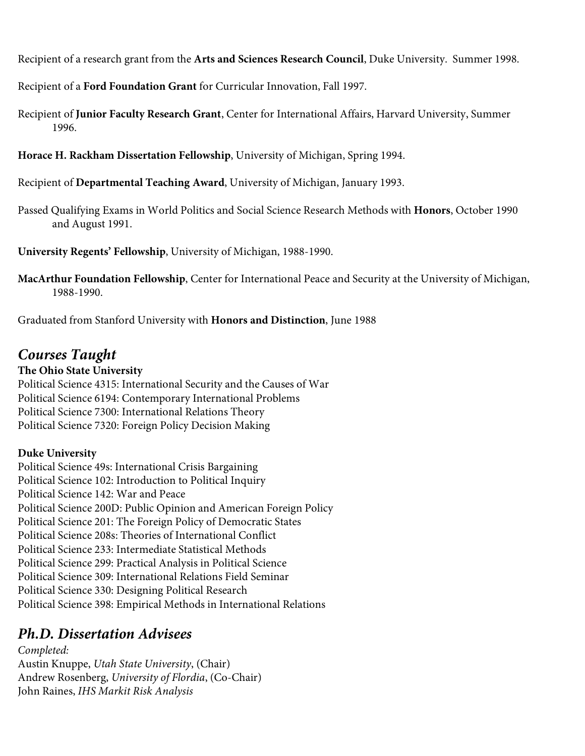Recipient of a research grant from the **Arts and Sciences Research Council**, Duke University. Summer 1998.

Recipient of a **Ford Foundation Grant** for Curricular Innovation, Fall 1997.

Recipient of **Junior Faculty Research Grant**, Center for International Affairs, Harvard University, Summer 1996.

**Horace H. Rackham Dissertation Fellowship**, University of Michigan, Spring 1994.

Recipient of **Departmental Teaching Award**, University of Michigan, January 1993.

Passed Qualifying Exams in World Politics and Social Science Research Methods with **Honors**, October 1990 and August 1991.

**University Regents' Fellowship**, University of Michigan, 1988-1990.

**MacArthur Foundation Fellowship**, Center for International Peace and Security at the University of Michigan, 1988-1990.

Graduated from Stanford University with **Honors and Distinction**, June 1988

## *Courses Taught*

**The Ohio State University**
Political Science 4315: International Security and the Causes of War
Political Science 6194: Contemporary International Problems
Political Science 7300: International Relations Theory
Political Science 7320: Foreign Policy Decision Making

**Duke University**
Political Science 49s: International Crisis Bargaining
Political Science 102: Introduction to Political Inquiry
Political Science 142: War and Peace
Political Science 200D: Public Opinion and American Foreign Policy
Political Science 201: The Foreign Policy of Democratic States
Political Science 208s: Theories of International Conflict
Political Science 233: Intermediate Statistical Methods
Political Science 299: Practical Analysis in Political Science
Political Science 309: International Relations Field Seminar
Political Science 330: Designing Political Research
Political Science 398: Empirical Methods in International Relations

## *Ph.D. Dissertation Advisees*

*Completed:*
Austin Knuppe, *Utah State University*, (Chair)
Andrew Rosenberg, *University of Flordia*, (Co-Chair)
John Raines, *IHS Markit Risk Analysis*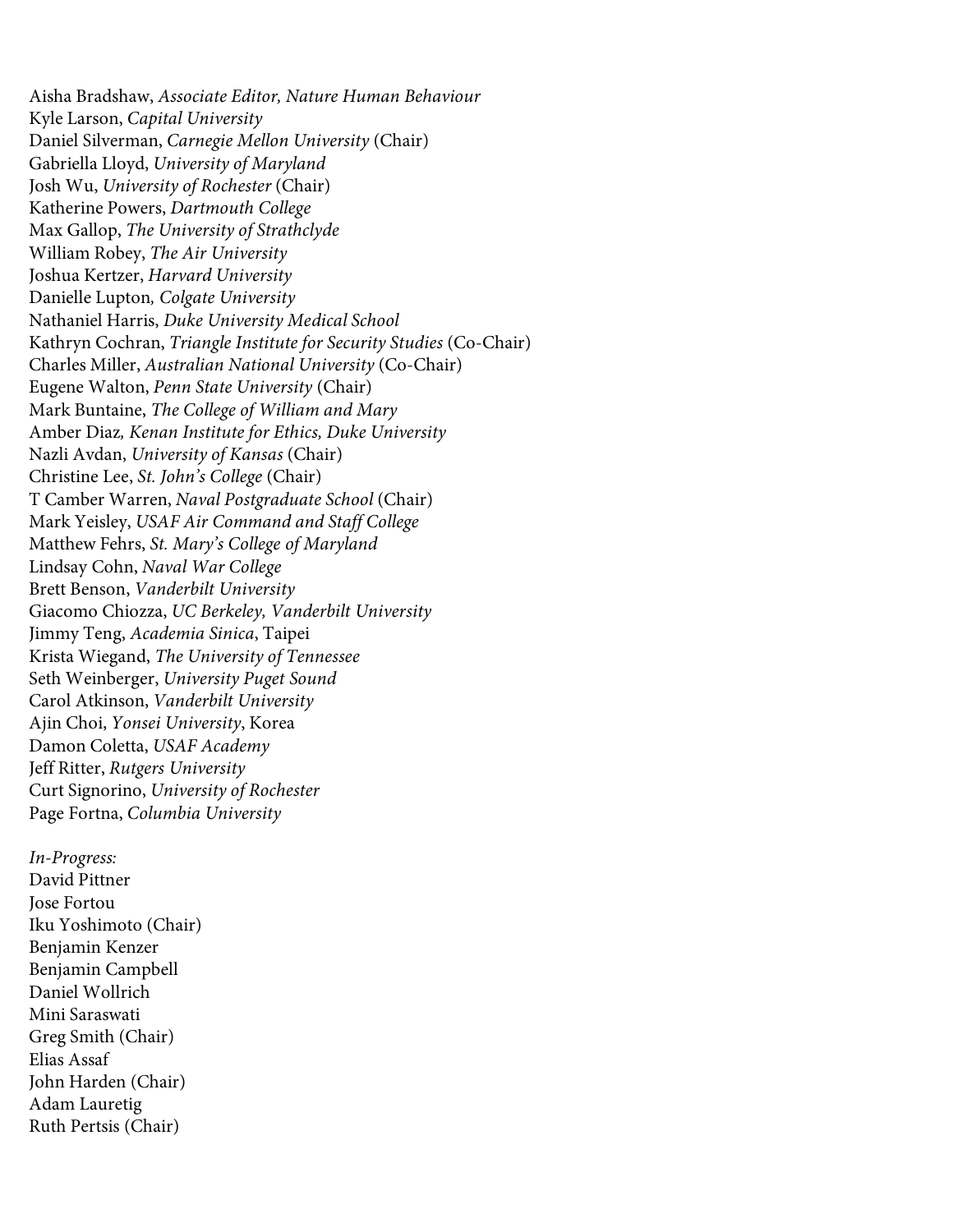Aisha Bradshaw, *Associate Editor, Nature Human Behaviour*
Kyle Larson, *Capital University*
Daniel Silverman, *Carnegie Mellon University* (Chair)
Gabriella Lloyd, *University of Maryland*
Josh Wu, *University of Rochester* (Chair)
Katherine Powers, *Dartmouth College*
Max Gallop, *The University of Strathclyde*
William Robey, *The Air University*
Joshua Kertzer, *Harvard University*
Danielle Lupton*, Colgate University*
Nathaniel Harris, *Duke University Medical School*
Kathryn Cochran, *Triangle Institute for Security Studies* (Co-Chair)
Charles Miller, *Australian National University* (Co-Chair)
Eugene Walton, *Penn State University* (Chair)
Mark Buntaine, *The College of William and Mary*
Amber Diaz*, Kenan Institute for Ethics, Duke University*
Nazli Avdan, *University of Kansas* (Chair)
Christine Lee, *St. John's College* (Chair)
T Camber Warren, *Naval Postgraduate School* (Chair)
Mark Yeisley, *USAF Air Command and Staff College*
Matthew Fehrs, *St. Mary's College of Maryland*
Lindsay Cohn, *Naval War College*
Brett Benson, *Vanderbilt University*
Giacomo Chiozza, *UC Berkeley, Vanderbilt University*
Jimmy Teng, *Academia Sinica*, Taipei
Krista Wiegand, *The University of Tennessee*
Seth Weinberger, *University Puget Sound*
Carol Atkinson, *Vanderbilt University*
Ajin Choi, *Yonsei University*, Korea
Damon Coletta, *USAF Academy*
Jeff Ritter, *Rutgers University*
Curt Signorino, *University of Rochester*
Page Fortna, *Columbia University*

*In-Progress:*
David Pittner
Jose Fortou
Iku Yoshimoto (Chair)
Benjamin Kenzer
Benjamin Campbell
Daniel Wollrich
Mini Saraswati
Greg Smith (Chair)
Elias Assaf
John Harden (Chair)
Adam Lauretig
Ruth Pertsis (Chair)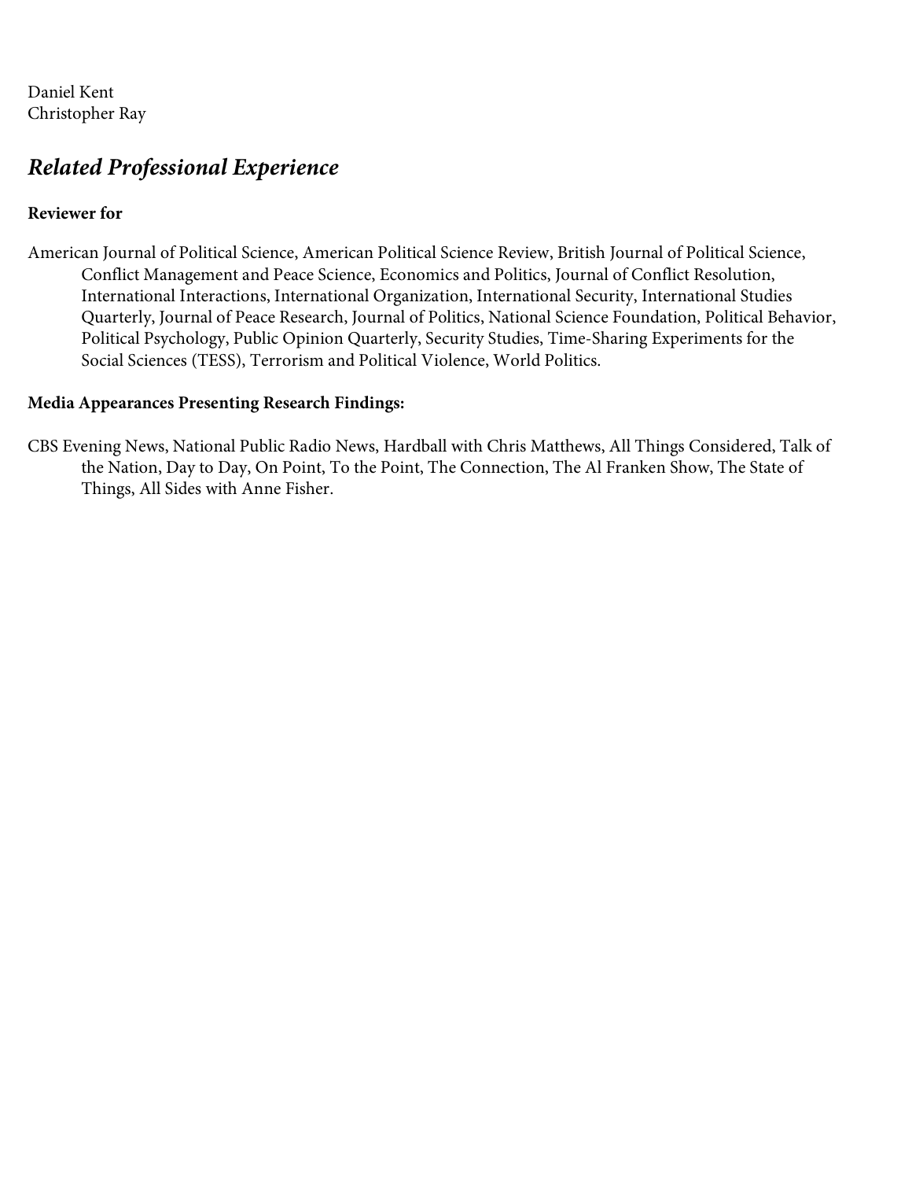Daniel Kent
Christopher Ray

## *Related Professional Experience*

**Reviewer for**

American Journal of Political Science, American Political Science Review, British Journal of Political Science, Conflict Management and Peace Science, Economics and Politics, Journal of Conflict Resolution, International Interactions, International Organization, International Security, International Studies Quarterly, Journal of Peace Research, Journal of Politics, National Science Foundation, Political Behavior, Political Psychology, Public Opinion Quarterly, Security Studies, Time-Sharing Experiments for the Social Sciences (TESS), Terrorism and Political Violence, World Politics.

**Media Appearances Presenting Research Findings:**

CBS Evening News, National Public Radio News, Hardball with Chris Matthews, All Things Considered, Talk of the Nation, Day to Day, On Point, To the Point, The Connection, The Al Franken Show, The State of Things, All Sides with Anne Fisher.